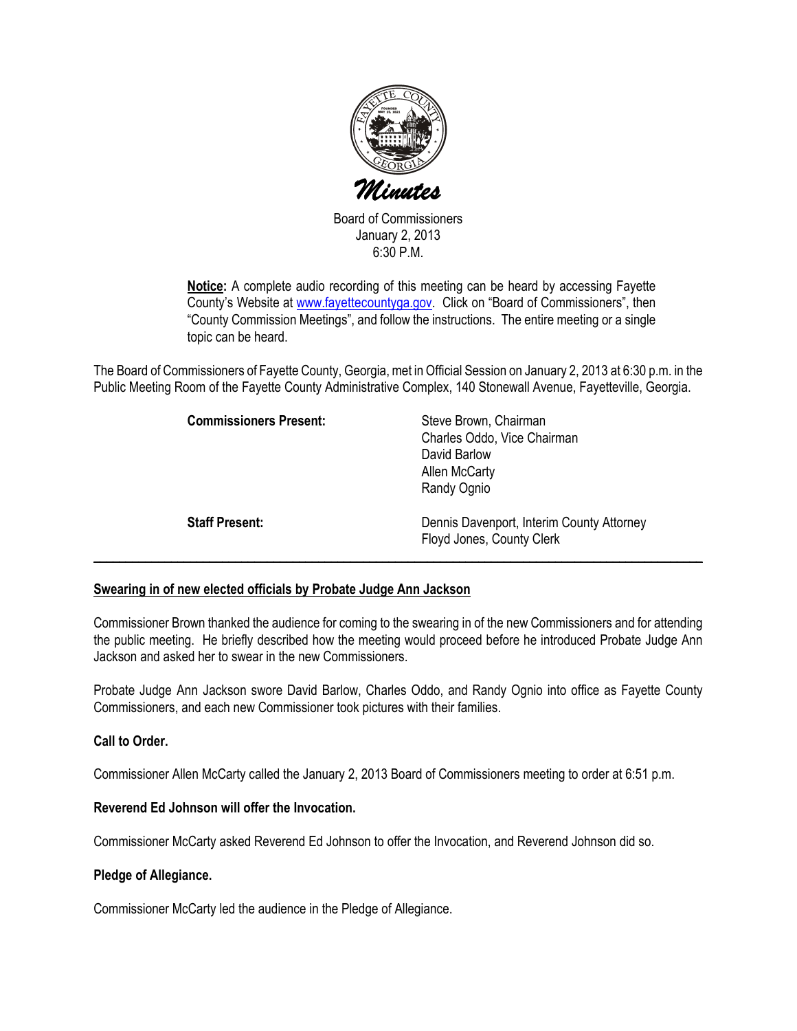# Minutes

Board of Commissioners
January 2, 2013
6:30 P.M.

**Notice:** A complete audio recording of this meeting can be heard by accessing Fayette County's Website at www.fayettecountyga.gov. Click on "Board of Commissioners", then "County Commission Meetings", and follow the instructions. The entire meeting or a single topic can be heard.

The Board of Commissioners of Fayette County, Georgia, met in Official Session on January 2, 2013 at 6:30 p.m. in the Public Meeting Room of the Fayette County Administrative Complex, 140 Stonewall Avenue, Fayetteville, Georgia.

| | |
|---|---|
| **Commissioners Present:** | Steve Brown, Chairman<br>Charles Oddo, Vice Chairman<br>David Barlow<br>Allen McCarty<br>Randy Ognio |
| **Staff Present:** | Dennis Davenport, Interim County Attorney<br>Floyd Jones, County Clerk |

---

**Swearing in of new elected officials by Probate Judge Ann Jackson**

Commissioner Brown thanked the audience for coming to the swearing in of the new Commissioners and for attending the public meeting. He briefly described how the meeting would proceed before he introduced Probate Judge Ann Jackson and asked her to swear in the new Commissioners.

Probate Judge Ann Jackson swore David Barlow, Charles Oddo, and Randy Ognio into office as Fayette County Commissioners, and each new Commissioner took pictures with their families.

**Call to Order.**

Commissioner Allen McCarty called the January 2, 2013 Board of Commissioners meeting to order at 6:51 p.m.

**Reverend Ed Johnson will offer the Invocation.**

Commissioner McCarty asked Reverend Ed Johnson to offer the Invocation, and Reverend Johnson did so.

**Pledge of Allegiance.**

Commissioner McCarty led the audience in the Pledge of Allegiance.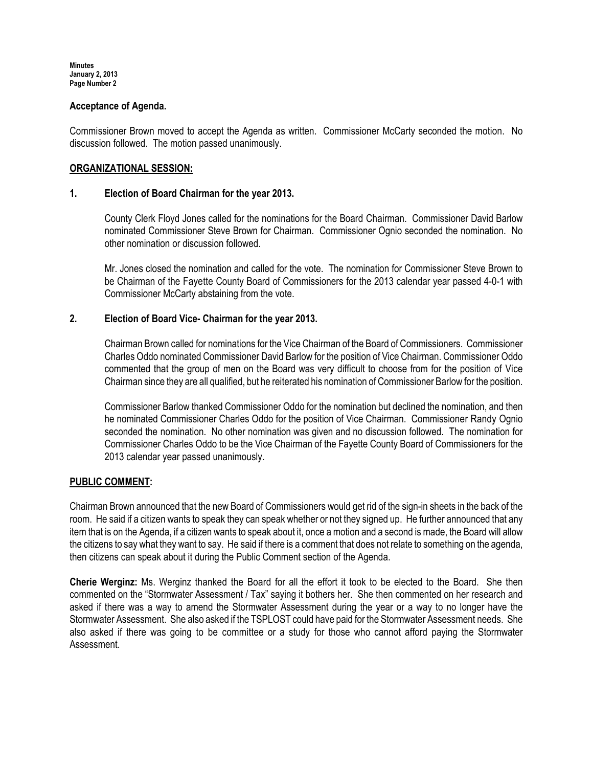**Acceptance of Agenda.**

Commissioner Brown moved to accept the Agenda as written. Commissioner McCarty seconded the motion. No discussion followed. The motion passed unanimously.

**ORGANIZATIONAL SESSION:**

**1. Election of Board Chairman for the year 2013.**

County Clerk Floyd Jones called for the nominations for the Board Chairman. Commissioner David Barlow nominated Commissioner Steve Brown for Chairman. Commissioner Ognio seconded the nomination. No other nomination or discussion followed.

Mr. Jones closed the nomination and called for the vote. The nomination for Commissioner Steve Brown to be Chairman of the Fayette County Board of Commissioners for the 2013 calendar year passed 4-0-1 with Commissioner McCarty abstaining from the vote.

**2. Election of Board Vice- Chairman for the year 2013.**

Chairman Brown called for nominations for the Vice Chairman of the Board of Commissioners. Commissioner Charles Oddo nominated Commissioner David Barlow for the position of Vice Chairman. Commissioner Oddo commented that the group of men on the Board was very difficult to choose from for the position of Vice Chairman since they are all qualified, but he reiterated his nomination of Commissioner Barlow for the position.

Commissioner Barlow thanked Commissioner Oddo for the nomination but declined the nomination, and then he nominated Commissioner Charles Oddo for the position of Vice Chairman. Commissioner Randy Ognio seconded the nomination. No other nomination was given and no discussion followed. The nomination for Commissioner Charles Oddo to be the Vice Chairman of the Fayette County Board of Commissioners for the 2013 calendar year passed unanimously.

**PUBLIC COMMENT:**

Chairman Brown announced that the new Board of Commissioners would get rid of the sign-in sheets in the back of the room. He said if a citizen wants to speak they can speak whether or not they signed up. He further announced that any item that is on the Agenda, if a citizen wants to speak about it, once a motion and a second is made, the Board will allow the citizens to say what they want to say. He said if there is a comment that does not relate to something on the agenda, then citizens can speak about it during the Public Comment section of the Agenda.

**Cherie Werginz:** Ms. Werginz thanked the Board for all the effort it took to be elected to the Board. She then commented on the "Stormwater Assessment / Tax" saying it bothers her. She then commented on her research and asked if there was a way to amend the Stormwater Assessment during the year or a way to no longer have the Stormwater Assessment. She also asked if the TSPLOST could have paid for the Stormwater Assessment needs. She also asked if there was going to be committee or a study for those who cannot afford paying the Stormwater Assessment.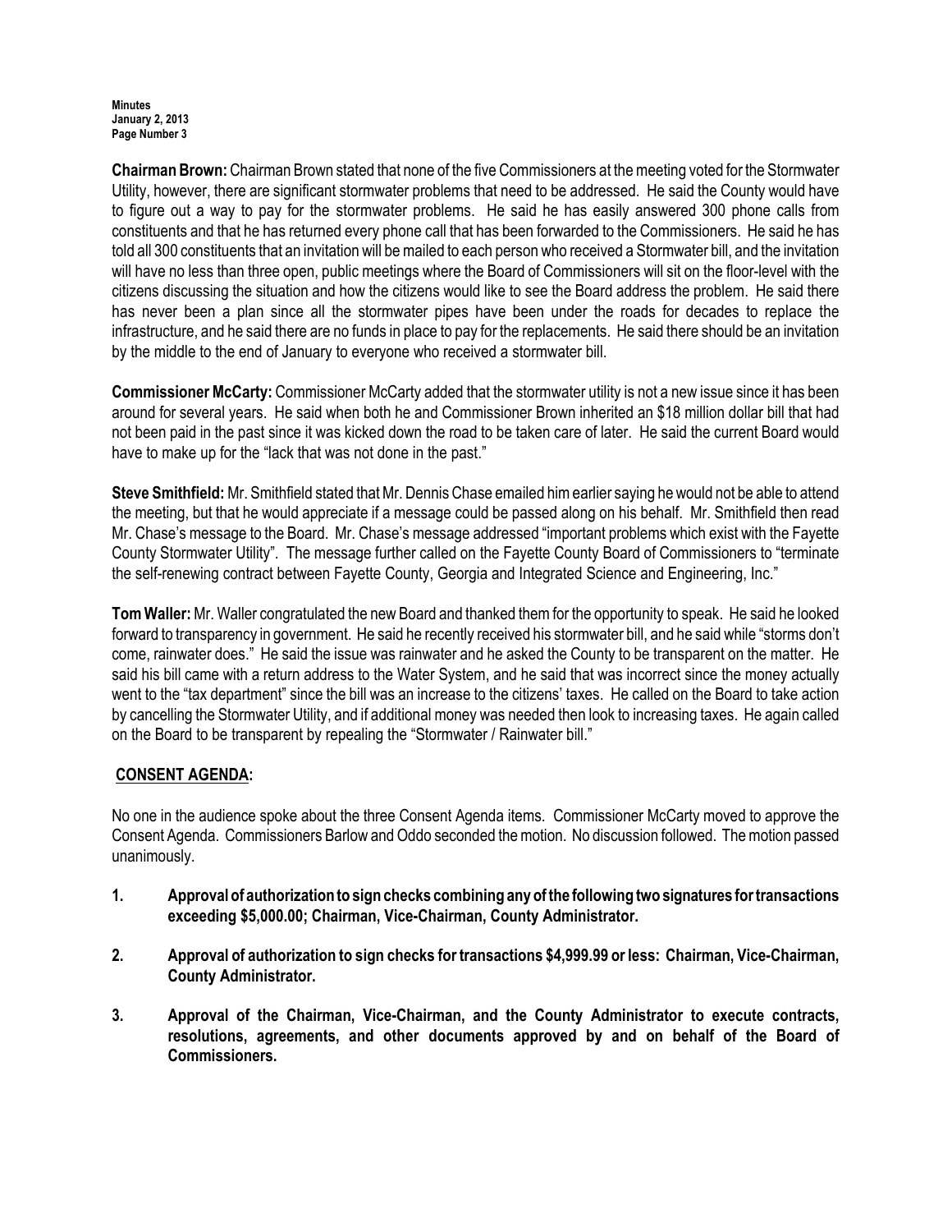**Chairman Brown:** Chairman Brown stated that none of the five Commissioners at the meeting voted for the Stormwater Utility, however, there are significant stormwater problems that need to be addressed. He said the County would have to figure out a way to pay for the stormwater problems. He said he has easily answered 300 phone calls from constituents and that he has returned every phone call that has been forwarded to the Commissioners. He said he has told all 300 constituents that an invitation will be mailed to each person who received a Stormwater bill, and the invitation will have no less than three open, public meetings where the Board of Commissioners will sit on the floor-level with the citizens discussing the situation and how the citizens would like to see the Board address the problem. He said there has never been a plan since all the stormwater pipes have been under the roads for decades to replace the infrastructure, and he said there are no funds in place to pay for the replacements. He said there should be an invitation by the middle to the end of January to everyone who received a stormwater bill.

**Commissioner McCarty:** Commissioner McCarty added that the stormwater utility is not a new issue since it has been around for several years. He said when both he and Commissioner Brown inherited an $18 million dollar bill that had not been paid in the past since it was kicked down the road to be taken care of later. He said the current Board would have to make up for the "lack that was not done in the past."

**Steve Smithfield:** Mr. Smithfield stated that Mr. Dennis Chase emailed him earlier saying he would not be able to attend the meeting, but that he would appreciate if a message could be passed along on his behalf. Mr. Smithfield then read Mr. Chase's message to the Board. Mr. Chase's message addressed "important problems which exist with the Fayette County Stormwater Utility". The message further called on the Fayette County Board of Commissioners to "terminate the self-renewing contract between Fayette County, Georgia and Integrated Science and Engineering, Inc."

**Tom Waller:** Mr. Waller congratulated the new Board and thanked them for the opportunity to speak. He said he looked forward to transparency in government. He said he recently received his stormwater bill, and he said while "storms don't come, rainwater does." He said the issue was rainwater and he asked the County to be transparent on the matter. He said his bill came with a return address to the Water System, and he said that was incorrect since the money actually went to the "tax department" since the bill was an increase to the citizens' taxes. He called on the Board to take action by cancelling the Stormwater Utility, and if additional money was needed then look to increasing taxes. He again called on the Board to be transparent by repealing the "Stormwater / Rainwater bill."

## CONSENT AGENDA:

No one in the audience spoke about the three Consent Agenda items. Commissioner McCarty moved to approve the Consent Agenda. Commissioners Barlow and Oddo seconded the motion. No discussion followed. The motion passed unanimously.

1. **Approval of authorization to sign checks combining any of the following two signatures for transactions exceeding $5,000.00; Chairman, Vice-Chairman, County Administrator.**

2. **Approval of authorization to sign checks for transactions $4,999.99 or less: Chairman, Vice-Chairman, County Administrator.**

3. **Approval of the Chairman, Vice-Chairman, and the County Administrator to execute contracts, resolutions, agreements, and other documents approved by and on behalf of the Board of Commissioners.**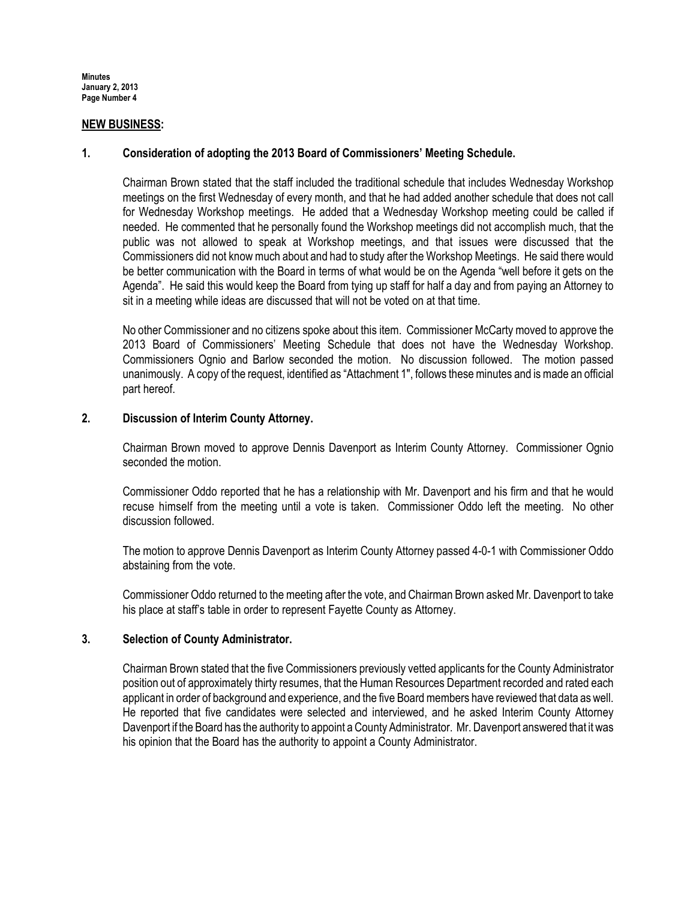## NEW BUSINESS:

### 1. Consideration of adopting the 2013 Board of Commissioners' Meeting Schedule.

Chairman Brown stated that the staff included the traditional schedule that includes Wednesday Workshop meetings on the first Wednesday of every month, and that he had added another schedule that does not call for Wednesday Workshop meetings. He added that a Wednesday Workshop meeting could be called if needed. He commented that he personally found the Workshop meetings did not accomplish much, that the public was not allowed to speak at Workshop meetings, and that issues were discussed that the Commissioners did not know much about and had to study after the Workshop Meetings. He said there would be better communication with the Board in terms of what would be on the Agenda "well before it gets on the Agenda". He said this would keep the Board from tying up staff for half a day and from paying an Attorney to sit in a meeting while ideas are discussed that will not be voted on at that time.

No other Commissioner and no citizens spoke about this item. Commissioner McCarty moved to approve the 2013 Board of Commissioners' Meeting Schedule that does not have the Wednesday Workshop. Commissioners Ognio and Barlow seconded the motion. No discussion followed. The motion passed unanimously. A copy of the request, identified as "Attachment 1", follows these minutes and is made an official part hereof.

### 2. Discussion of Interim County Attorney.

Chairman Brown moved to approve Dennis Davenport as Interim County Attorney. Commissioner Ognio seconded the motion.

Commissioner Oddo reported that he has a relationship with Mr. Davenport and his firm and that he would recuse himself from the meeting until a vote is taken. Commissioner Oddo left the meeting. No other discussion followed.

The motion to approve Dennis Davenport as Interim County Attorney passed 4-0-1 with Commissioner Oddo abstaining from the vote.

Commissioner Oddo returned to the meeting after the vote, and Chairman Brown asked Mr. Davenport to take his place at staff's table in order to represent Fayette County as Attorney.

### 3. Selection of County Administrator.

Chairman Brown stated that the five Commissioners previously vetted applicants for the County Administrator position out of approximately thirty resumes, that the Human Resources Department recorded and rated each applicant in order of background and experience, and the five Board members have reviewed that data as well. He reported that five candidates were selected and interviewed, and he asked Interim County Attorney Davenport if the Board has the authority to appoint a County Administrator. Mr. Davenport answered that it was his opinion that the Board has the authority to appoint a County Administrator.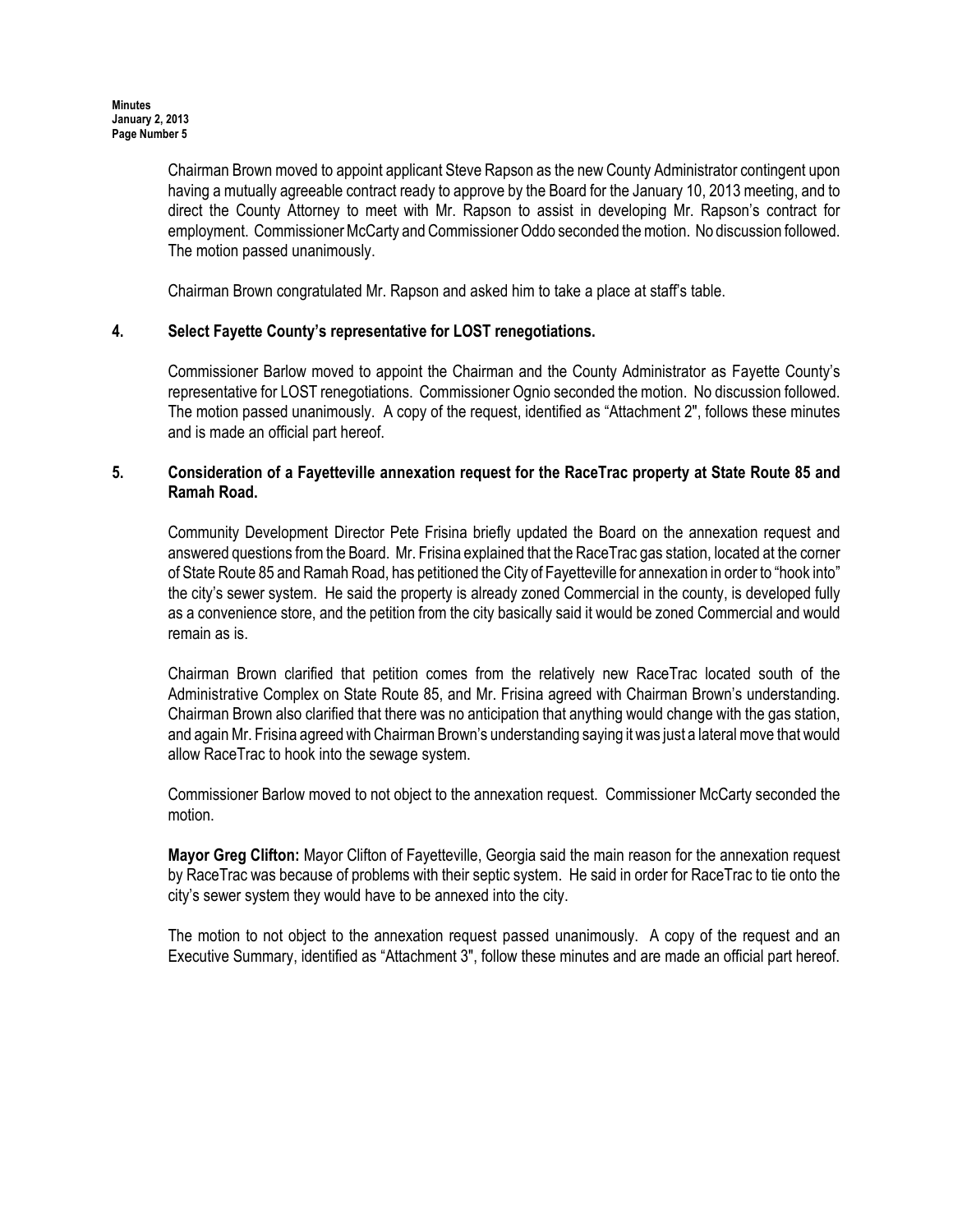Chairman Brown moved to appoint applicant Steve Rapson as the new County Administrator contingent upon having a mutually agreeable contract ready to approve by the Board for the January 10, 2013 meeting, and to direct the County Attorney to meet with Mr. Rapson to assist in developing Mr. Rapson's contract for employment. Commissioner McCarty and Commissioner Oddo seconded the motion. No discussion followed. The motion passed unanimously.

Chairman Brown congratulated Mr. Rapson and asked him to take a place at staff's table.

**4. Select Fayette County's representative for LOST renegotiations.**

Commissioner Barlow moved to appoint the Chairman and the County Administrator as Fayette County's representative for LOST renegotiations. Commissioner Ognio seconded the motion. No discussion followed. The motion passed unanimously. A copy of the request, identified as "Attachment 2", follows these minutes and is made an official part hereof.

**5. Consideration of a Fayetteville annexation request for the RaceTrac property at State Route 85 and Ramah Road.**

Community Development Director Pete Frisina briefly updated the Board on the annexation request and answered questions from the Board. Mr. Frisina explained that the RaceTrac gas station, located at the corner of State Route 85 and Ramah Road, has petitioned the City of Fayetteville for annexation in order to "hook into" the city's sewer system. He said the property is already zoned Commercial in the county, is developed fully as a convenience store, and the petition from the city basically said it would be zoned Commercial and would remain as is.

Chairman Brown clarified that petition comes from the relatively new RaceTrac located south of the Administrative Complex on State Route 85, and Mr. Frisina agreed with Chairman Brown's understanding. Chairman Brown also clarified that there was no anticipation that anything would change with the gas station, and again Mr. Frisina agreed with Chairman Brown's understanding saying it was just a lateral move that would allow RaceTrac to hook into the sewage system.

Commissioner Barlow moved to not object to the annexation request. Commissioner McCarty seconded the motion.

**Mayor Greg Clifton:** Mayor Clifton of Fayetteville, Georgia said the main reason for the annexation request by RaceTrac was because of problems with their septic system. He said in order for RaceTrac to tie onto the city's sewer system they would have to be annexed into the city.

The motion to not object to the annexation request passed unanimously. A copy of the request and an Executive Summary, identified as "Attachment 3", follow these minutes and are made an official part hereof.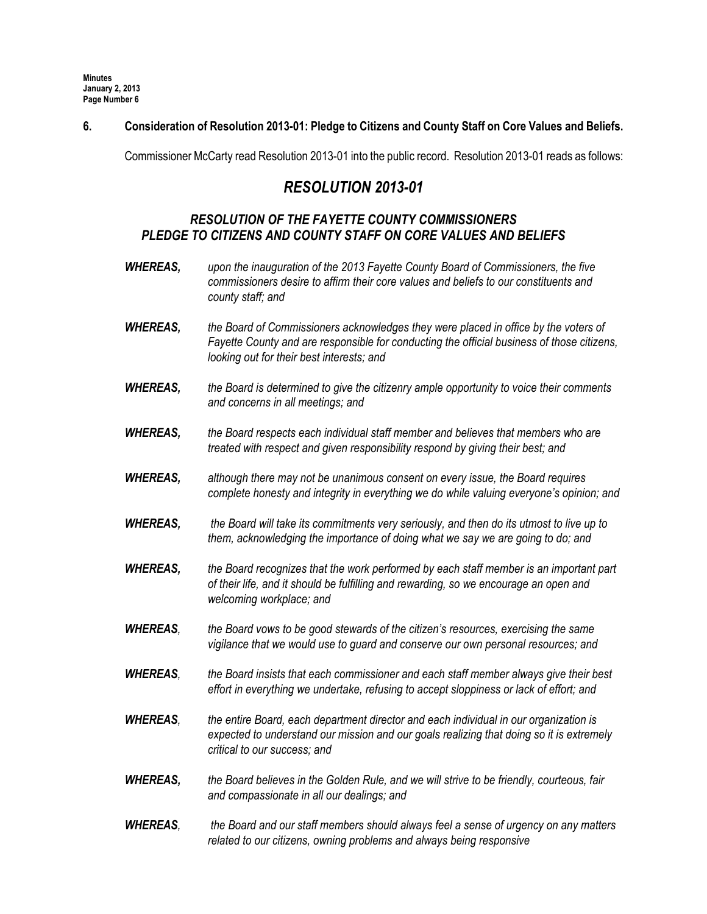**6. Consideration of Resolution 2013-01: Pledge to Citizens and County Staff on Core Values and Beliefs.**

Commissioner McCarty read Resolution 2013-01 into the public record. Resolution 2013-01 reads as follows:

# *RESOLUTION 2013-01*

## *RESOLUTION OF THE FAYETTE COUNTY COMMISSIONERS PLEDGE TO CITIZENS AND COUNTY STAFF ON CORE VALUES AND BELIEFS*

***WHEREAS,*** *upon the inauguration of the 2013 Fayette County Board of Commissioners, the five commissioners desire to affirm their core values and beliefs to our constituents and county staff; and*

***WHEREAS,*** *the Board of Commissioners acknowledges they were placed in office by the voters of Fayette County and are responsible for conducting the official business of those citizens, looking out for their best interests; and*

***WHEREAS,*** *the Board is determined to give the citizenry ample opportunity to voice their comments and concerns in all meetings; and*

***WHEREAS,*** *the Board respects each individual staff member and believes that members who are treated with respect and given responsibility respond by giving their best; and*

***WHEREAS,*** *although there may not be unanimous consent on every issue, the Board requires complete honesty and integrity in everything we do while valuing everyone's opinion; and*

***WHEREAS,*** *the Board will take its commitments very seriously, and then do its utmost to live up to them, acknowledging the importance of doing what we say we are going to do; and*

***WHEREAS,*** *the Board recognizes that the work performed by each staff member is an important part of their life, and it should be fulfilling and rewarding, so we encourage an open and welcoming workplace; and*

***WHEREAS****, the Board vows to be good stewards of the citizen's resources, exercising the same vigilance that we would use to guard and conserve our own personal resources; and*

***WHEREAS****, the Board insists that each commissioner and each staff member always give their best effort in everything we undertake, refusing to accept sloppiness or lack of effort; and*

***WHEREAS****, the entire Board, each department director and each individual in our organization is expected to understand our mission and our goals realizing that doing so it is extremely critical to our success; and*

***WHEREAS,*** *the Board believes in the Golden Rule, and we will strive to be friendly, courteous, fair and compassionate in all our dealings; and*

***WHEREAS****, the Board and our staff members should always feel a sense of urgency on any matters related to our citizens, owning problems and always being responsive*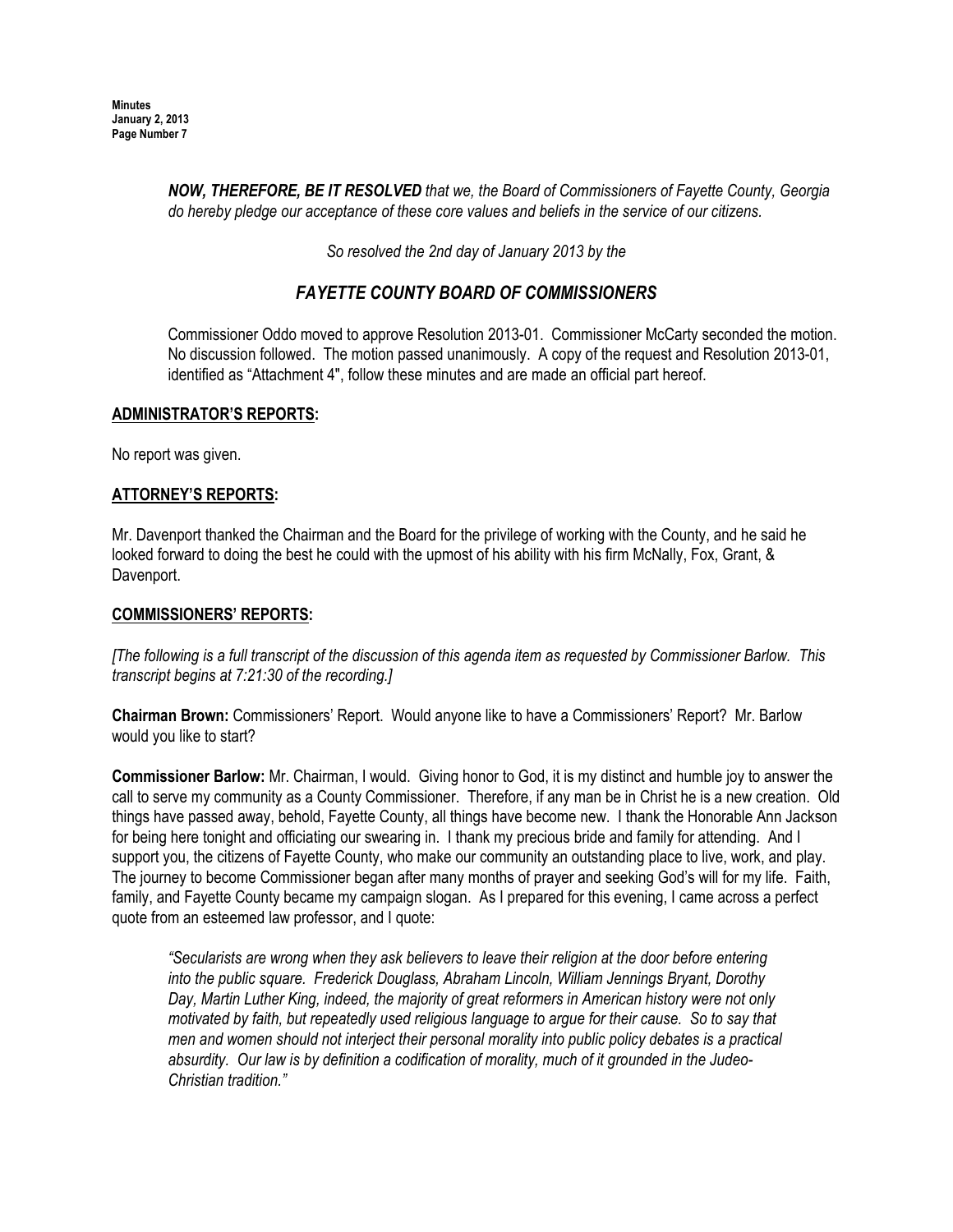*NOW, THEREFORE, BE IT RESOLVED that we, the Board of Commissioners of Fayette County, Georgia do hereby pledge our acceptance of these core values and beliefs in the service of our citizens.*

*So resolved the 2nd day of January 2013 by the*

***FAYETTE COUNTY BOARD OF COMMISSIONERS***

Commissioner Oddo moved to approve Resolution 2013-01. Commissioner McCarty seconded the motion. No discussion followed. The motion passed unanimously. A copy of the request and Resolution 2013-01, identified as "Attachment 4", follow these minutes and are made an official part hereof.

**ADMINISTRATOR'S REPORTS:**

No report was given.

**ATTORNEY'S REPORTS:**

Mr. Davenport thanked the Chairman and the Board for the privilege of working with the County, and he said he looked forward to doing the best he could with the upmost of his ability with his firm McNally, Fox, Grant, & Davenport.

**COMMISSIONERS' REPORTS:**

*[The following is a full transcript of the discussion of this agenda item as requested by Commissioner Barlow. This transcript begins at 7:21:30 of the recording.]*

**Chairman Brown:** Commissioners' Report. Would anyone like to have a Commissioners' Report? Mr. Barlow would you like to start?

**Commissioner Barlow:** Mr. Chairman, I would. Giving honor to God, it is my distinct and humble joy to answer the call to serve my community as a County Commissioner. Therefore, if any man be in Christ he is a new creation. Old things have passed away, behold, Fayette County, all things have become new. I thank the Honorable Ann Jackson for being here tonight and officiating our swearing in. I thank my precious bride and family for attending. And I support you, the citizens of Fayette County, who make our community an outstanding place to live, work, and play. The journey to become Commissioner began after many months of prayer and seeking God's will for my life. Faith, family, and Fayette County became my campaign slogan. As I prepared for this evening, I came across a perfect quote from an esteemed law professor, and I quote:

> *"Secularists are wrong when they ask believers to leave their religion at the door before entering into the public square. Frederick Douglass, Abraham Lincoln, William Jennings Bryant, Dorothy Day, Martin Luther King, indeed, the majority of great reformers in American history were not only motivated by faith, but repeatedly used religious language to argue for their cause. So to say that men and women should not interject their personal morality into public policy debates is a practical absurdity. Our law is by definition a codification of morality, much of it grounded in the Judeo-Christian tradition."*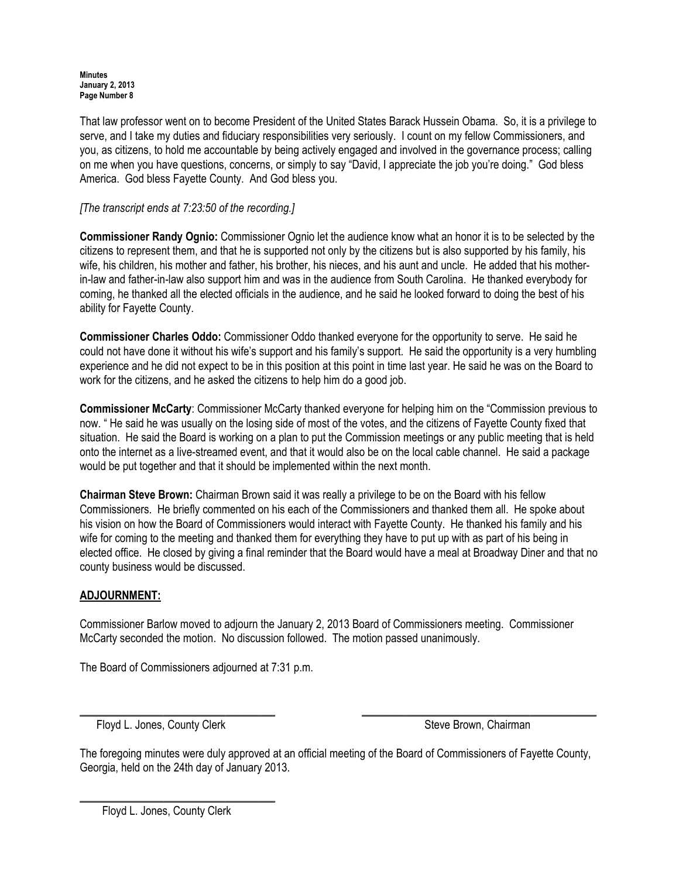That law professor went on to become President of the United States Barack Hussein Obama. So, it is a privilege to serve, and I take my duties and fiduciary responsibilities very seriously. I count on my fellow Commissioners, and you, as citizens, to hold me accountable by being actively engaged and involved in the governance process; calling on me when you have questions, concerns, or simply to say "David, I appreciate the job you're doing." God bless America. God bless Fayette County. And God bless you.

*[The transcript ends at 7:23:50 of the recording.]*

**Commissioner Randy Ognio:** Commissioner Ognio let the audience know what an honor it is to be selected by the citizens to represent them, and that he is supported not only by the citizens but is also supported by his family, his wife, his children, his mother and father, his brother, his nieces, and his aunt and uncle. He added that his mother-in-law and father-in-law also support him and was in the audience from South Carolina. He thanked everybody for coming, he thanked all the elected officials in the audience, and he said he looked forward to doing the best of his ability for Fayette County.

**Commissioner Charles Oddo:** Commissioner Oddo thanked everyone for the opportunity to serve. He said he could not have done it without his wife's support and his family's support. He said the opportunity is a very humbling experience and he did not expect to be in this position at this point in time last year. He said he was on the Board to work for the citizens, and he asked the citizens to help him do a good job.

**Commissioner McCarty**: Commissioner McCarty thanked everyone for helping him on the "Commission previous to now. " He said he was usually on the losing side of most of the votes, and the citizens of Fayette County fixed that situation. He said the Board is working on a plan to put the Commission meetings or any public meeting that is held onto the internet as a live-streamed event, and that it would also be on the local cable channel. He said a package would be put together and that it should be implemented within the next month.

**Chairman Steve Brown:** Chairman Brown said it was really a privilege to be on the Board with his fellow Commissioners. He briefly commented on his each of the Commissioners and thanked them all. He spoke about his vision on how the Board of Commissioners would interact with Fayette County. He thanked his family and his wife for coming to the meeting and thanked them for everything they have to put up with as part of his being in elected office. He closed by giving a final reminder that the Board would have a meal at Broadway Diner and that no county business would be discussed.

## ADJOURNMENT:

Commissioner Barlow moved to adjourn the January 2, 2013 Board of Commissioners meeting. Commissioner McCarty seconded the motion. No discussion followed. The motion passed unanimously.

The Board of Commissioners adjourned at 7:31 p.m.

\_\_\_\_\_\_\_\_\_\_\_\_\_\_\_\_\_\_\_\_\_\_\_\_\_\_\_\_\_\_\_\_\_\_
Floyd L. Jones, County Clerk

\_\_\_\_\_\_\_\_\_\_\_\_\_\_\_\_\_\_\_\_\_\_\_\_\_\_\_\_\_\_\_\_\_\_
Steve Brown, Chairman

The foregoing minutes were duly approved at an official meeting of the Board of Commissioners of Fayette County, Georgia, held on the 24th day of January 2013.

\_\_\_\_\_\_\_\_\_\_\_\_\_\_\_\_\_\_\_\_\_\_\_\_\_\_\_\_\_\_\_\_\_\_
Floyd L. Jones, County Clerk